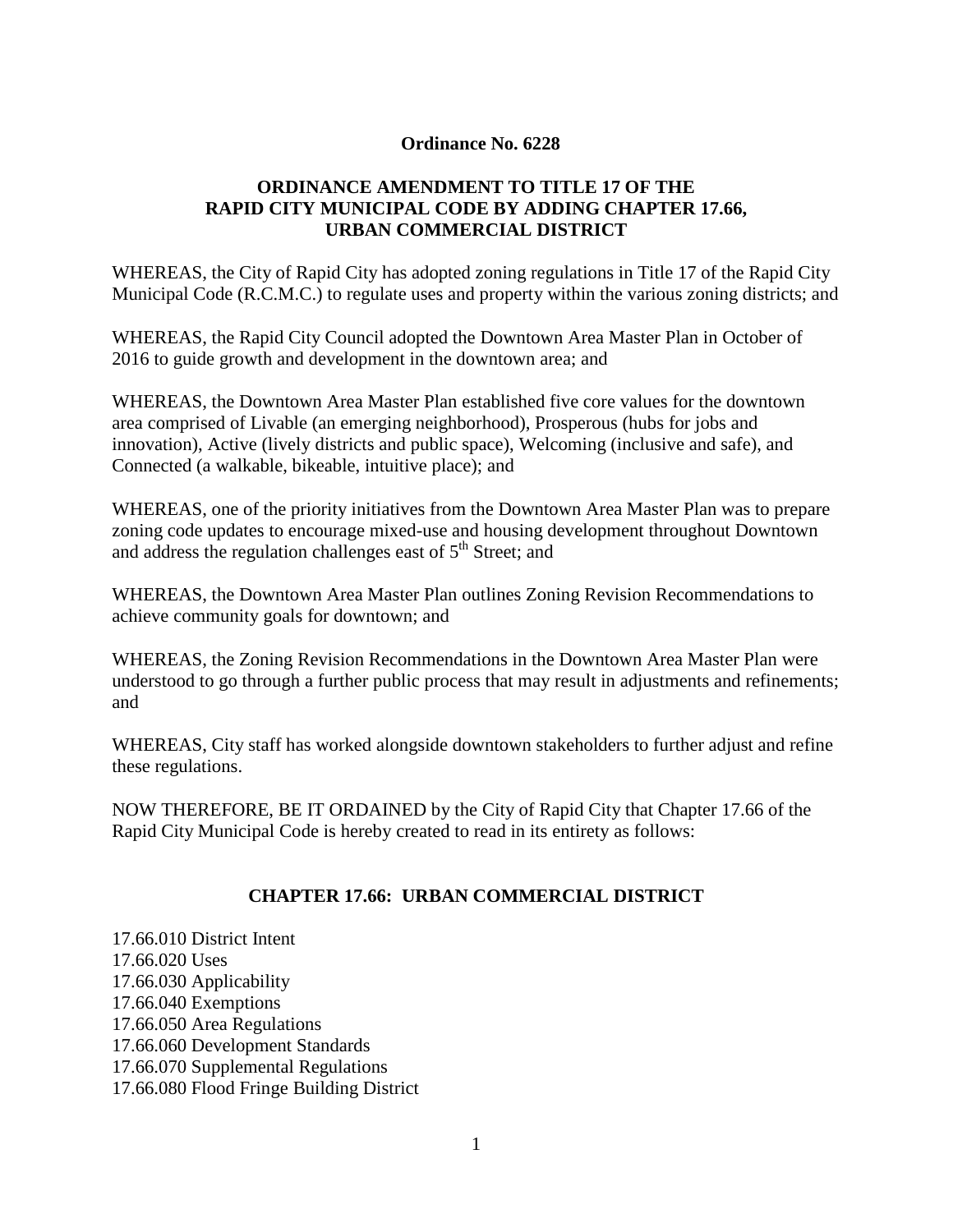**Ordinance No. 6228**

**ORDINANCE AMENDMENT TO TITLE 17 OF THE RAPID CITY MUNICIPAL CODE BY ADDING CHAPTER 17.66, URBAN COMMERCIAL DISTRICT**

WHEREAS, the City of Rapid City has adopted zoning regulations in Title 17 of the Rapid City Municipal Code (R.C.M.C.) to regulate uses and property within the various zoning districts; and

WHEREAS, the Rapid City Council adopted the Downtown Area Master Plan in October of 2016 to guide growth and development in the downtown area; and

WHEREAS, the Downtown Area Master Plan established five core values for the downtown area comprised of Livable (an emerging neighborhood), Prosperous (hubs for jobs and innovation), Active (lively districts and public space), Welcoming (inclusive and safe), and Connected (a walkable, bikeable, intuitive place); and

WHEREAS, one of the priority initiatives from the Downtown Area Master Plan was to prepare zoning code updates to encourage mixed-use and housing development throughout Downtown and address the regulation challenges east of 5th Street; and

WHEREAS, the Downtown Area Master Plan outlines Zoning Revision Recommendations to achieve community goals for downtown; and

WHEREAS, the Zoning Revision Recommendations in the Downtown Area Master Plan were understood to go through a further public process that may result in adjustments and refinements; and

WHEREAS, City staff has worked alongside downtown stakeholders to further adjust and refine these regulations.

NOW THEREFORE, BE IT ORDAINED by the City of Rapid City that Chapter 17.66 of the Rapid City Municipal Code is hereby created to read in its entirety as follows:

## CHAPTER 17.66: URBAN COMMERCIAL DISTRICT

17.66.010 District Intent
17.66.020 Uses
17.66.030 Applicability
17.66.040 Exemptions
17.66.050 Area Regulations
17.66.060 Development Standards
17.66.070 Supplemental Regulations
17.66.080 Flood Fringe Building District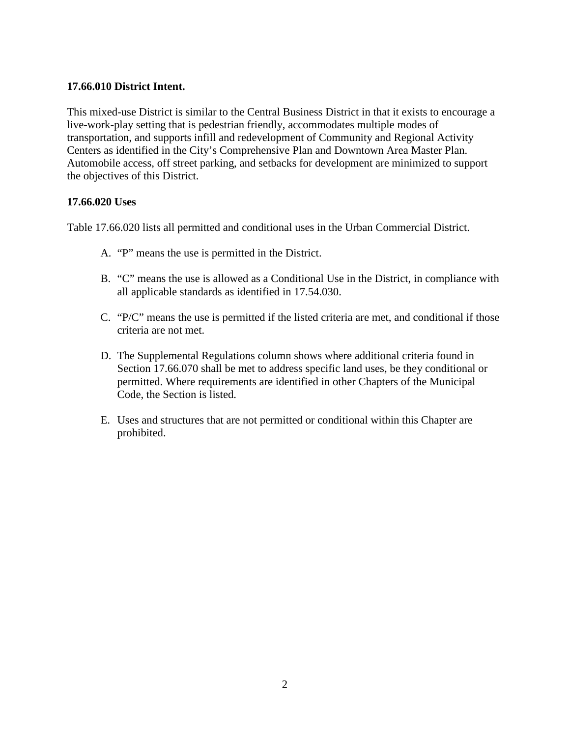**17.66.010 District Intent.**

This mixed-use District is similar to the Central Business District in that it exists to encourage a live-work-play setting that is pedestrian friendly, accommodates multiple modes of transportation, and supports infill and redevelopment of Community and Regional Activity Centers as identified in the City's Comprehensive Plan and Downtown Area Master Plan. Automobile access, off street parking, and setbacks for development are minimized to support the objectives of this District.

**17.66.020 Uses**

Table 17.66.020 lists all permitted and conditional uses in the Urban Commercial District.

A. "P" means the use is permitted in the District.

B. "C" means the use is allowed as a Conditional Use in the District, in compliance with all applicable standards as identified in 17.54.030.

C. "P/C" means the use is permitted if the listed criteria are met, and conditional if those criteria are not met.

D. The Supplemental Regulations column shows where additional criteria found in Section 17.66.070 shall be met to address specific land uses, be they conditional or permitted. Where requirements are identified in other Chapters of the Municipal Code, the Section is listed.

E. Uses and structures that are not permitted or conditional within this Chapter are prohibited.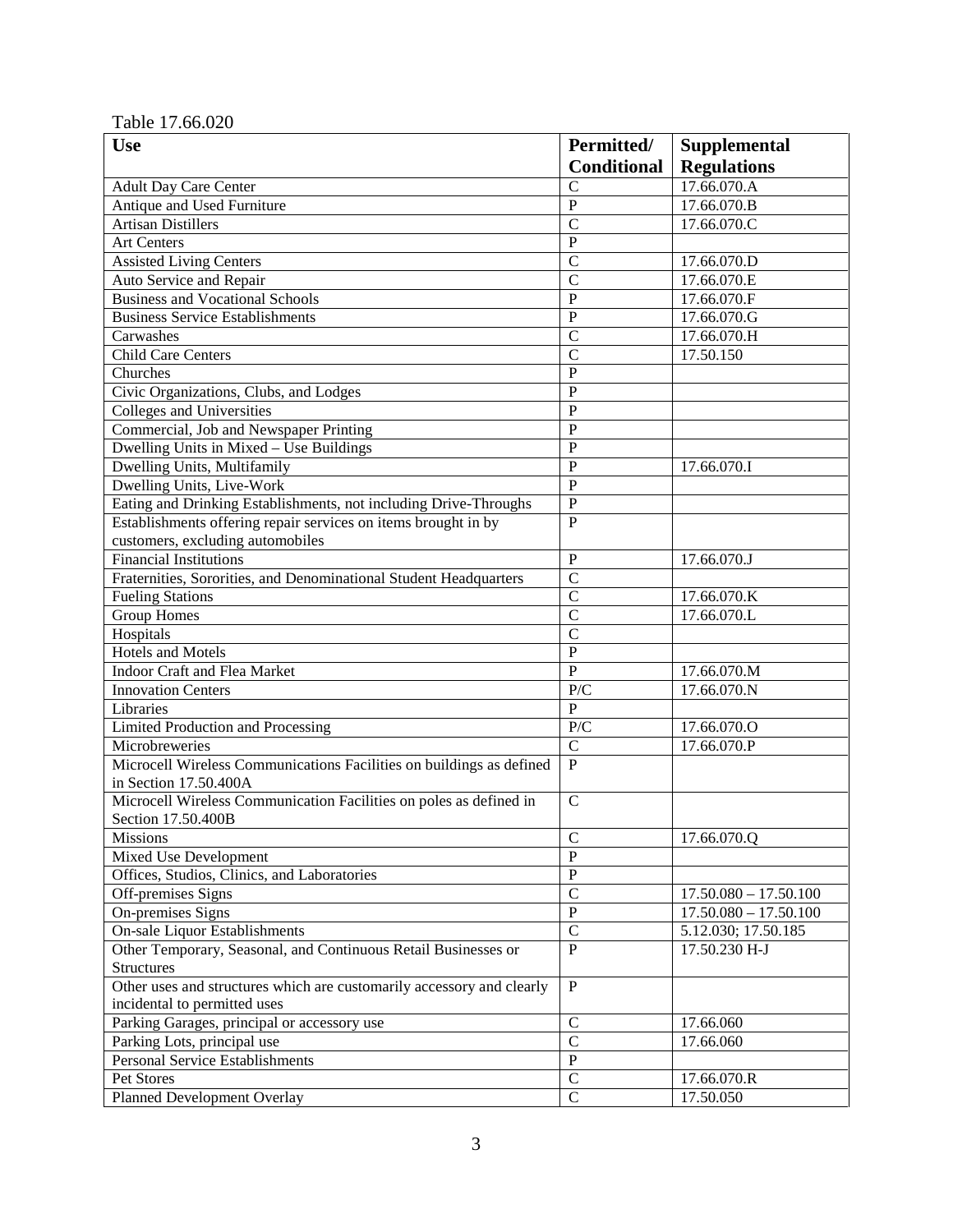Table 17.66.020

| Use | Permitted/ Conditional | Supplemental Regulations |
|---|---|---|
| Adult Day Care Center | C | 17.66.070.A |
| Antique and Used Furniture | P | 17.66.070.B |
| Artisan Distillers | C | 17.66.070.C |
| Art Centers | P | |
| Assisted Living Centers | C | 17.66.070.D |
| Auto Service and Repair | C | 17.66.070.E |
| Business and Vocational Schools | P | 17.66.070.F |
| Business Service Establishments | P | 17.66.070.G |
| Carwashes | C | 17.66.070.H |
| Child Care Centers | C | 17.50.150 |
| Churches | P | |
| Civic Organizations, Clubs, and Lodges | P | |
| Colleges and Universities | P | |
| Commercial, Job and Newspaper Printing | P | |
| Dwelling Units in Mixed – Use Buildings | P | |
| Dwelling Units, Multifamily | P | 17.66.070.I |
| Dwelling Units, Live-Work | P | |
| Eating and Drinking Establishments, not including Drive-Throughs | P | |
| Establishments offering repair services on items brought in by customers, excluding automobiles | P | |
| Financial Institutions | P | 17.66.070.J |
| Fraternities, Sororities, and Denominational Student Headquarters | C | |
| Fueling Stations | C | 17.66.070.K |
| Group Homes | C | 17.66.070.L |
| Hospitals | C | |
| Hotels and Motels | P | |
| Indoor Craft and Flea Market | P | 17.66.070.M |
| Innovation Centers | P/C | 17.66.070.N |
| Libraries | P | |
| Limited Production and Processing | P/C | 17.66.070.O |
| Microbreweries | C | 17.66.070.P |
| Microcell Wireless Communications Facilities on buildings as defined in Section 17.50.400A | P | |
| Microcell Wireless Communication Facilities on poles as defined in Section 17.50.400B | C | |
| Missions | C | 17.66.070.Q |
| Mixed Use Development | P | |
| Offices, Studios, Clinics, and Laboratories | P | |
| Off-premises Signs | C | 17.50.080 – 17.50.100 |
| On-premises Signs | P | 17.50.080 – 17.50.100 |
| On-sale Liquor Establishments | C | 5.12.030; 17.50.185 |
| Other Temporary, Seasonal, and Continuous Retail Businesses or Structures | P | 17.50.230 H-J |
| Other uses and structures which are customarily accessory and clearly incidental to permitted uses | P | |
| Parking Garages, principal or accessory use | C | 17.66.060 |
| Parking Lots, principal use | C | 17.66.060 |
| Personal Service Establishments | P | |
| Pet Stores | C | 17.66.070.R |
| Planned Development Overlay | C | 17.50.050 |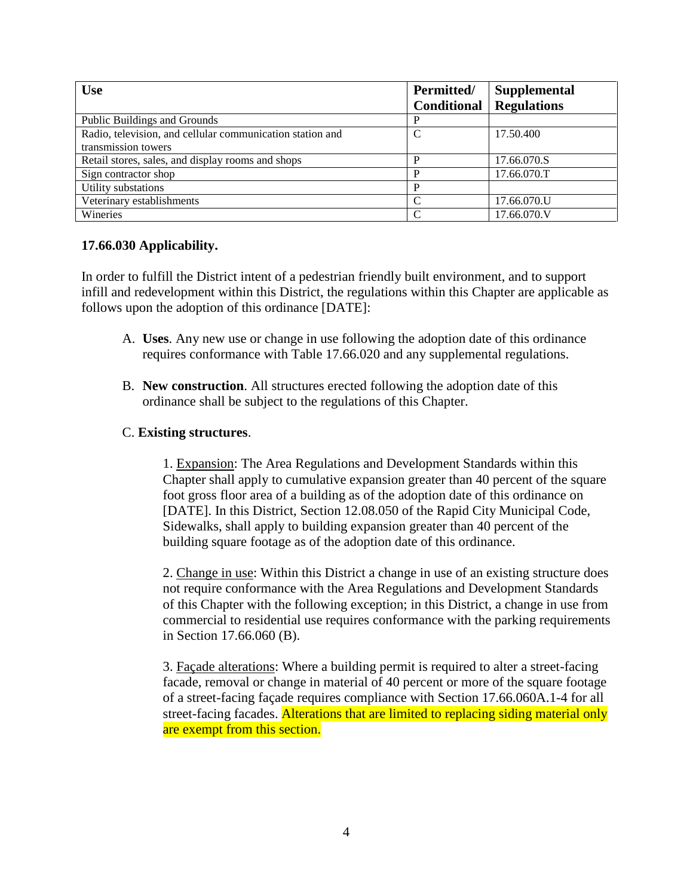| Use | Permitted/ Conditional | Supplemental Regulations |
|---|---|---|
| Public Buildings and Grounds | P | |
| Radio, television, and cellular communication station and transmission towers | C | 17.50.400 |
| Retail stores, sales, and display rooms and shops | P | 17.66.070.S |
| Sign contractor shop | P | 17.66.070.T |
| Utility substations | P | |
| Veterinary establishments | C | 17.66.070.U |
| Wineries | C | 17.66.070.V |

**17.66.030 Applicability.**

In order to fulfill the District intent of a pedestrian friendly built environment, and to support infill and redevelopment within this District, the regulations within this Chapter are applicable as follows upon the adoption of this ordinance [DATE]:

A. **Uses**. Any new use or change in use following the adoption date of this ordinance requires conformance with Table 17.66.020 and any supplemental regulations.

B. **New construction**. All structures erected following the adoption date of this ordinance shall be subject to the regulations of this Chapter.

C. **Existing structures**.

1. Expansion: The Area Regulations and Development Standards within this Chapter shall apply to cumulative expansion greater than 40 percent of the square foot gross floor area of a building as of the adoption date of this ordinance on [DATE]. In this District, Section 12.08.050 of the Rapid City Municipal Code, Sidewalks, shall apply to building expansion greater than 40 percent of the building square footage as of the adoption date of this ordinance.

2. Change in use: Within this District a change in use of an existing structure does not require conformance with the Area Regulations and Development Standards of this Chapter with the following exception; in this District, a change in use from commercial to residential use requires conformance with the parking requirements in Section 17.66.060 (B).

3. Façade alterations: Where a building permit is required to alter a street-facing facade, removal or change in material of 40 percent or more of the square footage of a street-facing façade requires compliance with Section 17.66.060A.1-4 for all street-facing facades. Alterations that are limited to replacing siding material only are exempt from this section.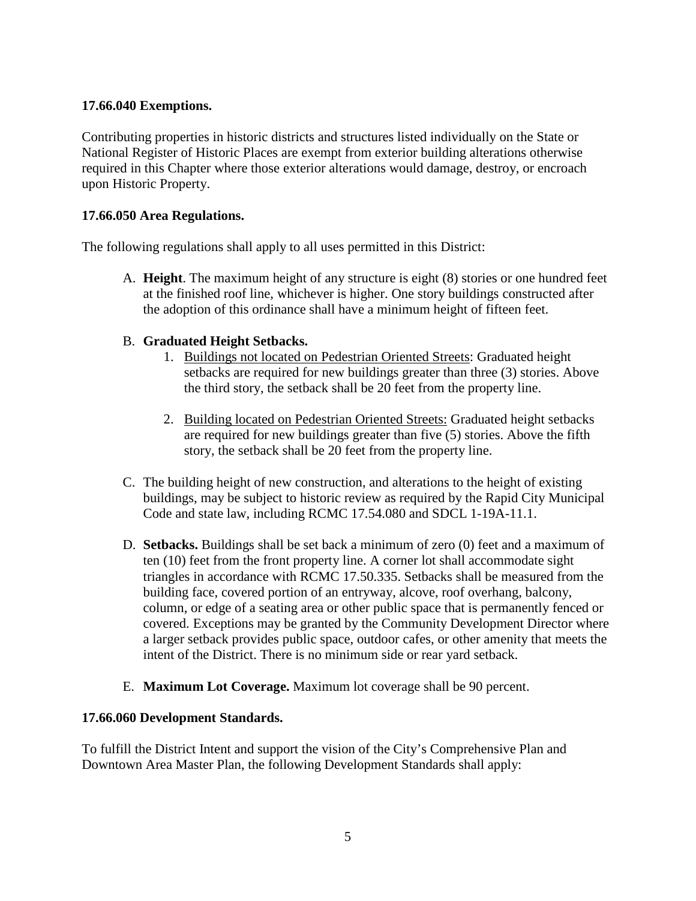**17.66.040 Exemptions.**

Contributing properties in historic districts and structures listed individually on the State or National Register of Historic Places are exempt from exterior building alterations otherwise required in this Chapter where those exterior alterations would damage, destroy, or encroach upon Historic Property.

**17.66.050 Area Regulations.**

The following regulations shall apply to all uses permitted in this District:

A. **Height**. The maximum height of any structure is eight (8) stories or one hundred feet at the finished roof line, whichever is higher. One story buildings constructed after the adoption of this ordinance shall have a minimum height of fifteen feet.

B. **Graduated Height Setbacks.**
   1. <u>Buildings not located on Pedestrian Oriented Streets</u>: Graduated height setbacks are required for new buildings greater than three (3) stories. Above the third story, the setback shall be 20 feet from the property line.

   2. <u>Building located on Pedestrian Oriented Streets:</u> Graduated height setbacks are required for new buildings greater than five (5) stories. Above the fifth story, the setback shall be 20 feet from the property line.

C. The building height of new construction, and alterations to the height of existing buildings, may be subject to historic review as required by the Rapid City Municipal Code and state law, including RCMC 17.54.080 and SDCL 1-19A-11.1.

D. **Setbacks.** Buildings shall be set back a minimum of zero (0) feet and a maximum of ten (10) feet from the front property line. A corner lot shall accommodate sight triangles in accordance with RCMC 17.50.335. Setbacks shall be measured from the building face, covered portion of an entryway, alcove, roof overhang, balcony, column, or edge of a seating area or other public space that is permanently fenced or covered. Exceptions may be granted by the Community Development Director where a larger setback provides public space, outdoor cafes, or other amenity that meets the intent of the District. There is no minimum side or rear yard setback.

E. **Maximum Lot Coverage.** Maximum lot coverage shall be 90 percent.

**17.66.060 Development Standards.**

To fulfill the District Intent and support the vision of the City's Comprehensive Plan and Downtown Area Master Plan, the following Development Standards shall apply: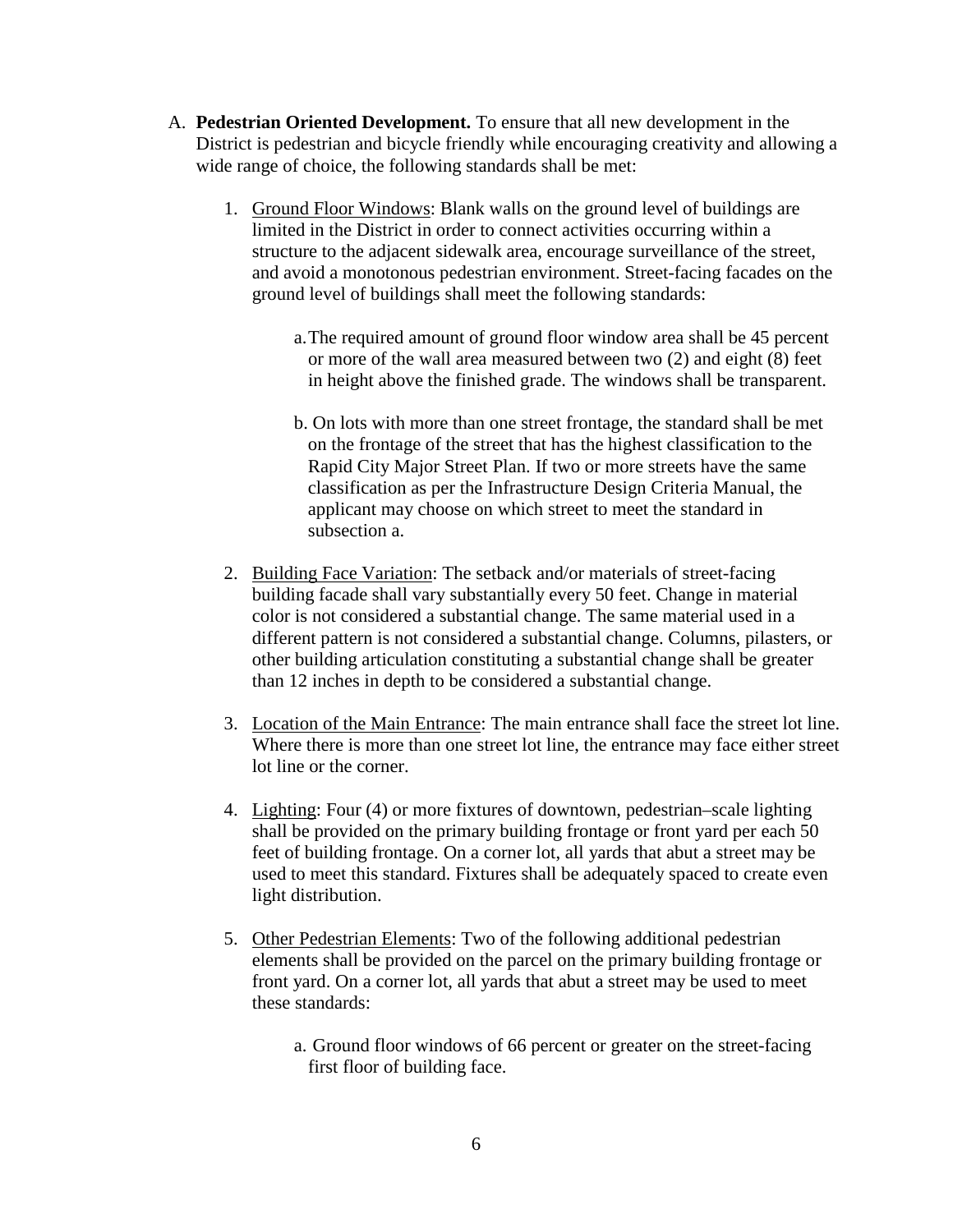A. **Pedestrian Oriented Development.** To ensure that all new development in the District is pedestrian and bicycle friendly while encouraging creativity and allowing a wide range of choice, the following standards shall be met:

   1. Ground Floor Windows: Blank walls on the ground level of buildings are limited in the District in order to connect activities occurring within a structure to the adjacent sidewalk area, encourage surveillance of the street, and avoid a monotonous pedestrian environment. Street-facing facades on the ground level of buildings shall meet the following standards:

      a. The required amount of ground floor window area shall be 45 percent or more of the wall area measured between two (2) and eight (8) feet in height above the finished grade. The windows shall be transparent.

      b. On lots with more than one street frontage, the standard shall be met on the frontage of the street that has the highest classification to the Rapid City Major Street Plan. If two or more streets have the same classification as per the Infrastructure Design Criteria Manual, the applicant may choose on which street to meet the standard in subsection a.

   2. Building Face Variation: The setback and/or materials of street-facing building facade shall vary substantially every 50 feet. Change in material color is not considered a substantial change. The same material used in a different pattern is not considered a substantial change. Columns, pilasters, or other building articulation constituting a substantial change shall be greater than 12 inches in depth to be considered a substantial change.

   3. Location of the Main Entrance: The main entrance shall face the street lot line. Where there is more than one street lot line, the entrance may face either street lot line or the corner.

   4. Lighting: Four (4) or more fixtures of downtown, pedestrian–scale lighting shall be provided on the primary building frontage or front yard per each 50 feet of building frontage. On a corner lot, all yards that abut a street may be used to meet this standard. Fixtures shall be adequately spaced to create even light distribution.

   5. Other Pedestrian Elements: Two of the following additional pedestrian elements shall be provided on the parcel on the primary building frontage or front yard. On a corner lot, all yards that abut a street may be used to meet these standards:

      a. Ground floor windows of 66 percent or greater on the street-facing first floor of building face.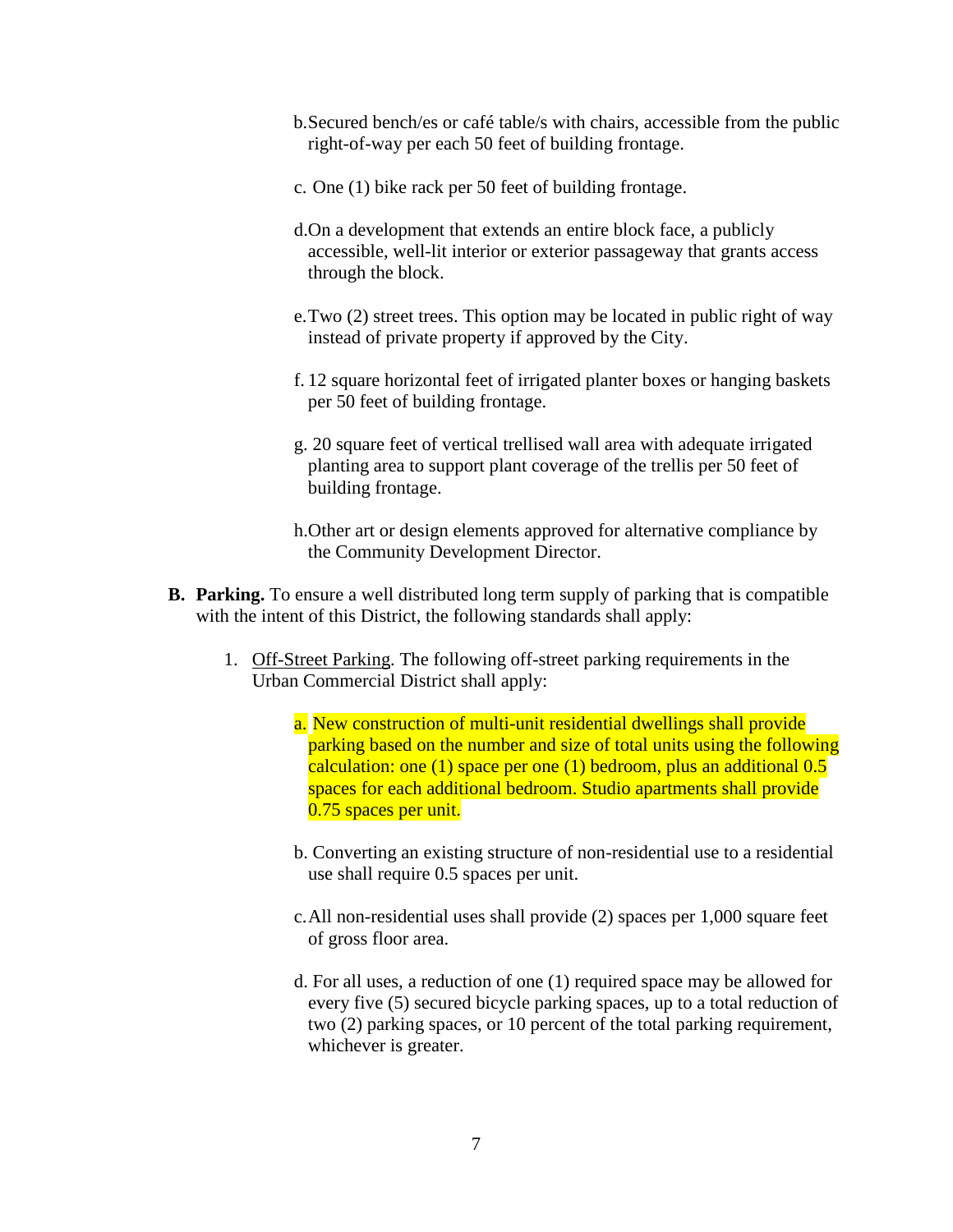b. Secured bench/es or café table/s with chairs, accessible from the public right-of-way per each 50 feet of building frontage.

c. One (1) bike rack per 50 feet of building frontage.

d. On a development that extends an entire block face, a publicly accessible, well-lit interior or exterior passageway that grants access through the block.

e. Two (2) street trees. This option may be located in public right of way instead of private property if approved by the City.

f. 12 square horizontal feet of irrigated planter boxes or hanging baskets per 50 feet of building frontage.

g. 20 square feet of vertical trellised wall area with adequate irrigated planting area to support plant coverage of the trellis per 50 feet of building frontage.

h. Other art or design elements approved for alternative compliance by the Community Development Director.

**B. Parking.** To ensure a well distributed long term supply of parking that is compatible with the intent of this District, the following standards shall apply:

1. Off-Street Parking. The following off-street parking requirements in the Urban Commercial District shall apply:

   a. New construction of multi-unit residential dwellings shall provide parking based on the number and size of total units using the following calculation: one (1) space per one (1) bedroom, plus an additional 0.5 spaces for each additional bedroom. Studio apartments shall provide 0.75 spaces per unit.

   b. Converting an existing structure of non-residential use to a residential use shall require 0.5 spaces per unit.

   c. All non-residential uses shall provide (2) spaces per 1,000 square feet of gross floor area.

   d. For all uses, a reduction of one (1) required space may be allowed for every five (5) secured bicycle parking spaces, up to a total reduction of two (2) parking spaces, or 10 percent of the total parking requirement, whichever is greater.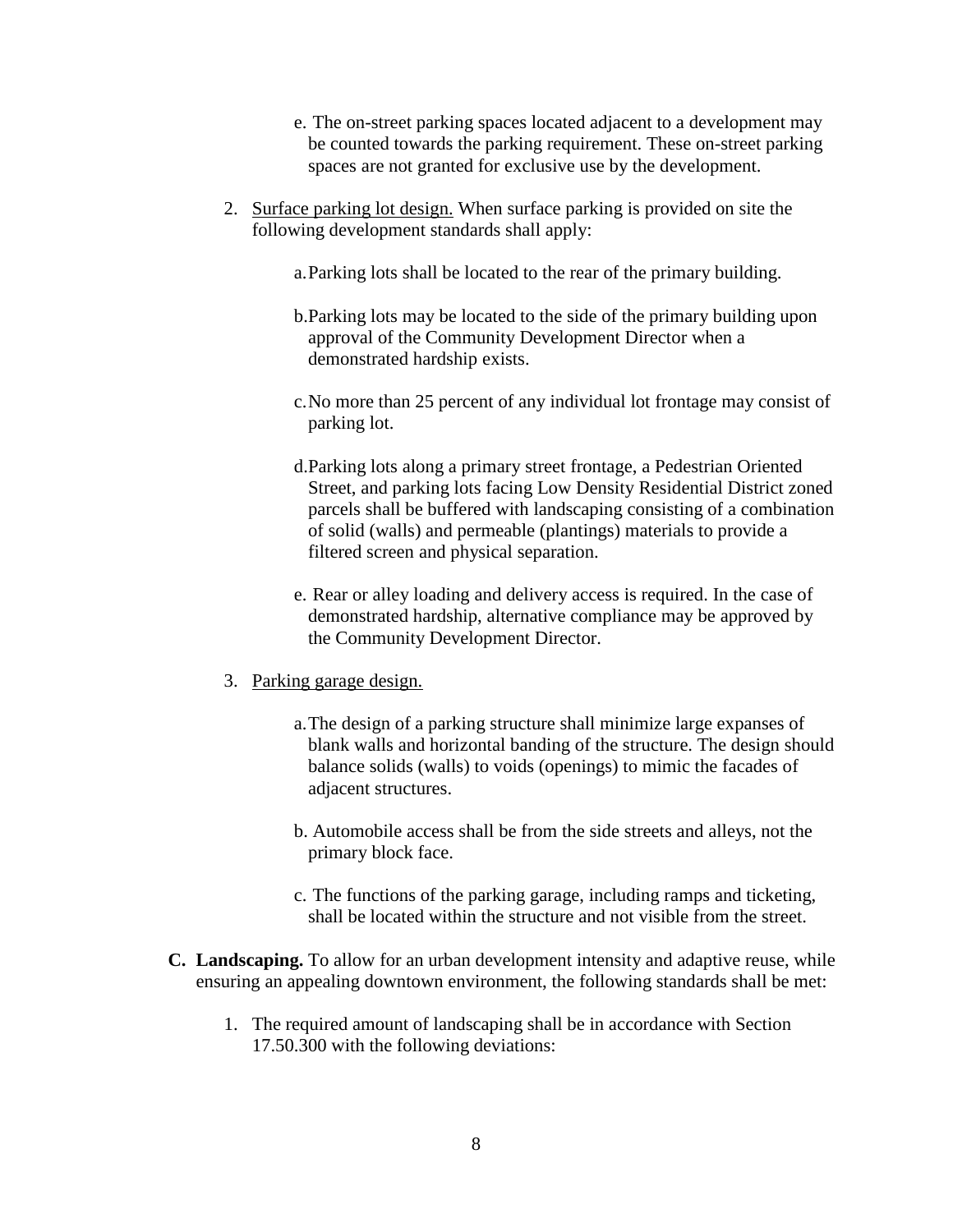e. The on-street parking spaces located adjacent to a development may be counted towards the parking requirement. These on-street parking spaces are not granted for exclusive use by the development.

2. Surface parking lot design. When surface parking is provided on site the following development standards shall apply:

   a. Parking lots shall be located to the rear of the primary building.

   b. Parking lots may be located to the side of the primary building upon approval of the Community Development Director when a demonstrated hardship exists.

   c. No more than 25 percent of any individual lot frontage may consist of parking lot.

   d. Parking lots along a primary street frontage, a Pedestrian Oriented Street, and parking lots facing Low Density Residential District zoned parcels shall be buffered with landscaping consisting of a combination of solid (walls) and permeable (plantings) materials to provide a filtered screen and physical separation.

   e. Rear or alley loading and delivery access is required. In the case of demonstrated hardship, alternative compliance may be approved by the Community Development Director.

3. Parking garage design.

   a. The design of a parking structure shall minimize large expanses of blank walls and horizontal banding of the structure. The design should balance solids (walls) to voids (openings) to mimic the facades of adjacent structures.

   b. Automobile access shall be from the side streets and alleys, not the primary block face.

   c. The functions of the parking garage, including ramps and ticketing, shall be located within the structure and not visible from the street.

**C. Landscaping.** To allow for an urban development intensity and adaptive reuse, while ensuring an appealing downtown environment, the following standards shall be met:

1. The required amount of landscaping shall be in accordance with Section 17.50.300 with the following deviations: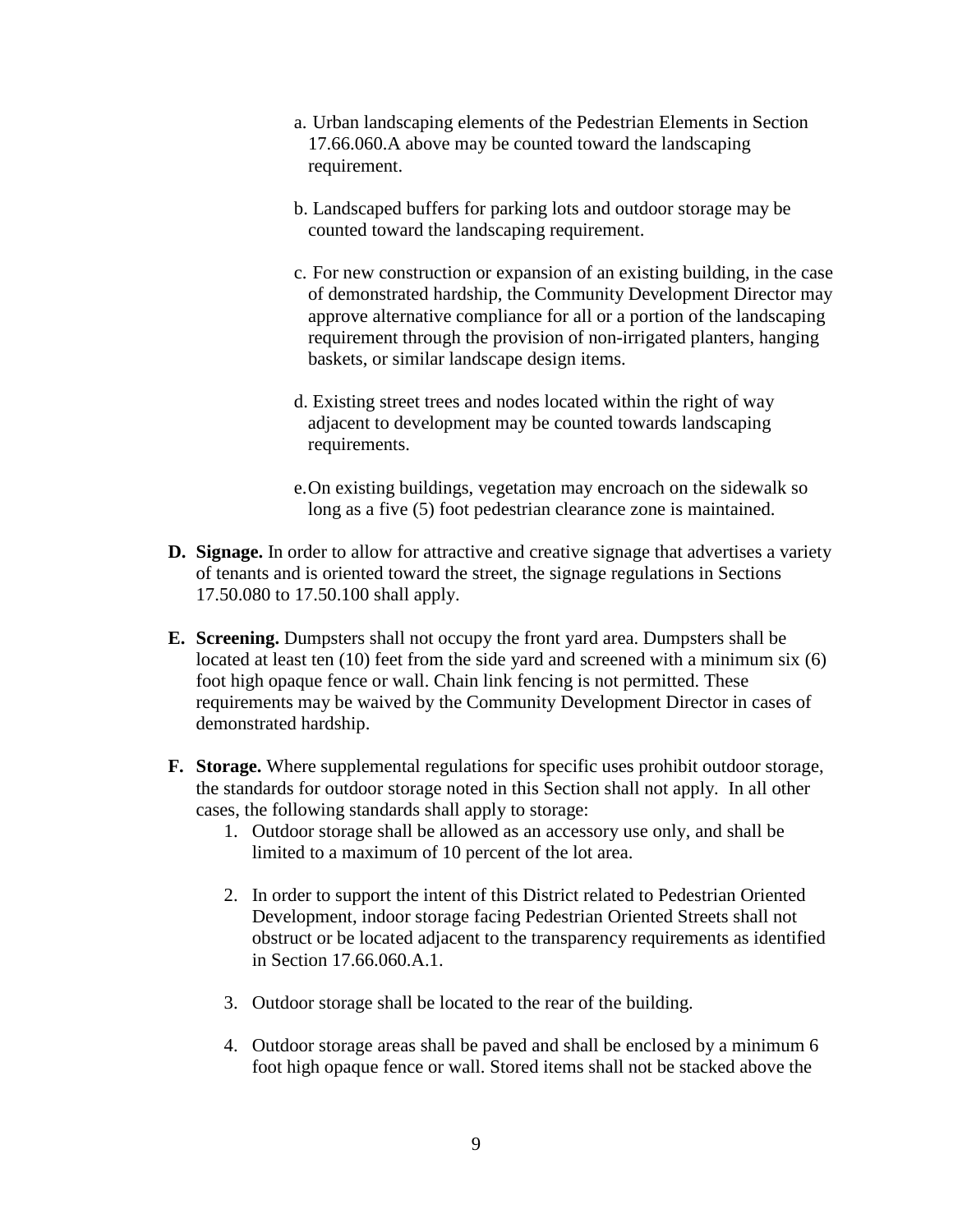a. Urban landscaping elements of the Pedestrian Elements in Section 17.66.060.A above may be counted toward the landscaping requirement.

b. Landscaped buffers for parking lots and outdoor storage may be counted toward the landscaping requirement.

c. For new construction or expansion of an existing building, in the case of demonstrated hardship, the Community Development Director may approve alternative compliance for all or a portion of the landscaping requirement through the provision of non-irrigated planters, hanging baskets, or similar landscape design items.

d. Existing street trees and nodes located within the right of way adjacent to development may be counted towards landscaping requirements.

e. On existing buildings, vegetation may encroach on the sidewalk so long as a five (5) foot pedestrian clearance zone is maintained.

**D. Signage.** In order to allow for attractive and creative signage that advertises a variety of tenants and is oriented toward the street, the signage regulations in Sections 17.50.080 to 17.50.100 shall apply.

**E. Screening.** Dumpsters shall not occupy the front yard area. Dumpsters shall be located at least ten (10) feet from the side yard and screened with a minimum six (6) foot high opaque fence or wall. Chain link fencing is not permitted. These requirements may be waived by the Community Development Director in cases of demonstrated hardship.

**F. Storage.** Where supplemental regulations for specific uses prohibit outdoor storage, the standards for outdoor storage noted in this Section shall not apply. In all other cases, the following standards shall apply to storage:

1. Outdoor storage shall be allowed as an accessory use only, and shall be limited to a maximum of 10 percent of the lot area.

2. In order to support the intent of this District related to Pedestrian Oriented Development, indoor storage facing Pedestrian Oriented Streets shall not obstruct or be located adjacent to the transparency requirements as identified in Section 17.66.060.A.1.

3. Outdoor storage shall be located to the rear of the building.

4. Outdoor storage areas shall be paved and shall be enclosed by a minimum 6 foot high opaque fence or wall. Stored items shall not be stacked above the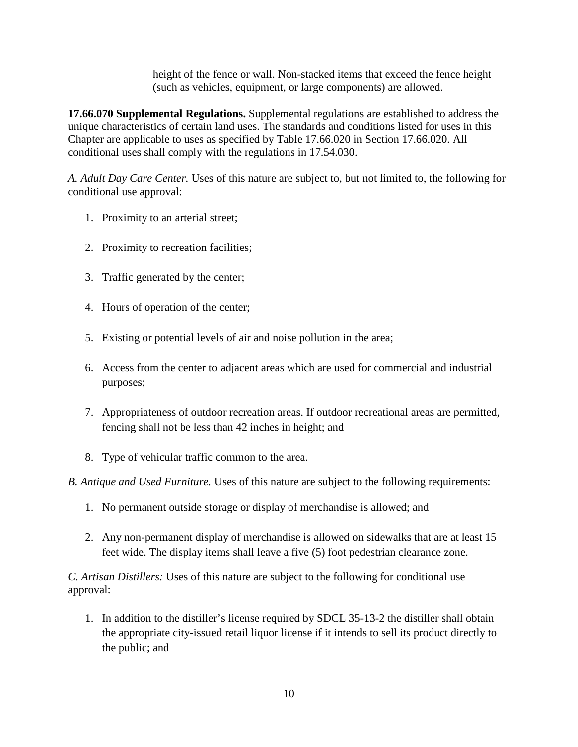height of the fence or wall. Non-stacked items that exceed the fence height (such as vehicles, equipment, or large components) are allowed.

**17.66.070 Supplemental Regulations.** Supplemental regulations are established to address the unique characteristics of certain land uses. The standards and conditions listed for uses in this Chapter are applicable to uses as specified by Table 17.66.020 in Section 17.66.020. All conditional uses shall comply with the regulations in 17.54.030.

*A. Adult Day Care Center.* Uses of this nature are subject to, but not limited to, the following for conditional use approval:

1. Proximity to an arterial street;
2. Proximity to recreation facilities;
3. Traffic generated by the center;
4. Hours of operation of the center;
5. Existing or potential levels of air and noise pollution in the area;
6. Access from the center to adjacent areas which are used for commercial and industrial purposes;
7. Appropriateness of outdoor recreation areas. If outdoor recreational areas are permitted, fencing shall not be less than 42 inches in height; and
8. Type of vehicular traffic common to the area.

*B. Antique and Used Furniture.* Uses of this nature are subject to the following requirements:

1. No permanent outside storage or display of merchandise is allowed; and
2. Any non-permanent display of merchandise is allowed on sidewalks that are at least 15 feet wide. The display items shall leave a five (5) foot pedestrian clearance zone.

*C. Artisan Distillers:* Uses of this nature are subject to the following for conditional use approval:

1. In addition to the distiller's license required by SDCL 35-13-2 the distiller shall obtain the appropriate city-issued retail liquor license if it intends to sell its product directly to the public; and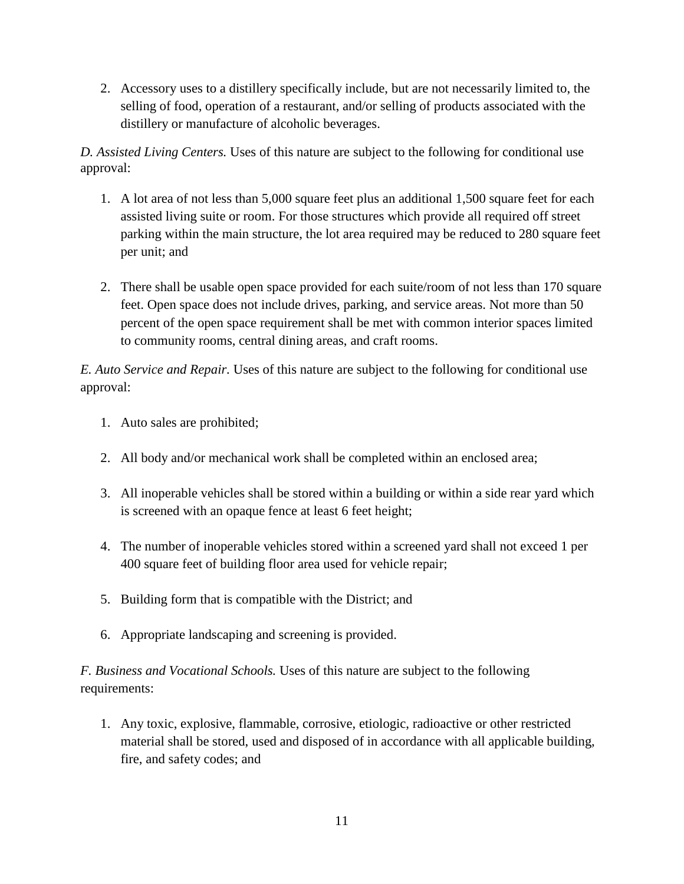2. Accessory uses to a distillery specifically include, but are not necessarily limited to, the selling of food, operation of a restaurant, and/or selling of products associated with the distillery or manufacture of alcoholic beverages.

*D. Assisted Living Centers.* Uses of this nature are subject to the following for conditional use approval:

1. A lot area of not less than 5,000 square feet plus an additional 1,500 square feet for each assisted living suite or room. For those structures which provide all required off street parking within the main structure, the lot area required may be reduced to 280 square feet per unit; and

2. There shall be usable open space provided for each suite/room of not less than 170 square feet. Open space does not include drives, parking, and service areas. Not more than 50 percent of the open space requirement shall be met with common interior spaces limited to community rooms, central dining areas, and craft rooms.

*E. Auto Service and Repair.* Uses of this nature are subject to the following for conditional use approval:

1. Auto sales are prohibited;

2. All body and/or mechanical work shall be completed within an enclosed area;

3. All inoperable vehicles shall be stored within a building or within a side rear yard which is screened with an opaque fence at least 6 feet height;

4. The number of inoperable vehicles stored within a screened yard shall not exceed 1 per 400 square feet of building floor area used for vehicle repair;

5. Building form that is compatible with the District; and

6. Appropriate landscaping and screening is provided.

*F. Business and Vocational Schools.* Uses of this nature are subject to the following requirements:

1. Any toxic, explosive, flammable, corrosive, etiologic, radioactive or other restricted material shall be stored, used and disposed of in accordance with all applicable building, fire, and safety codes; and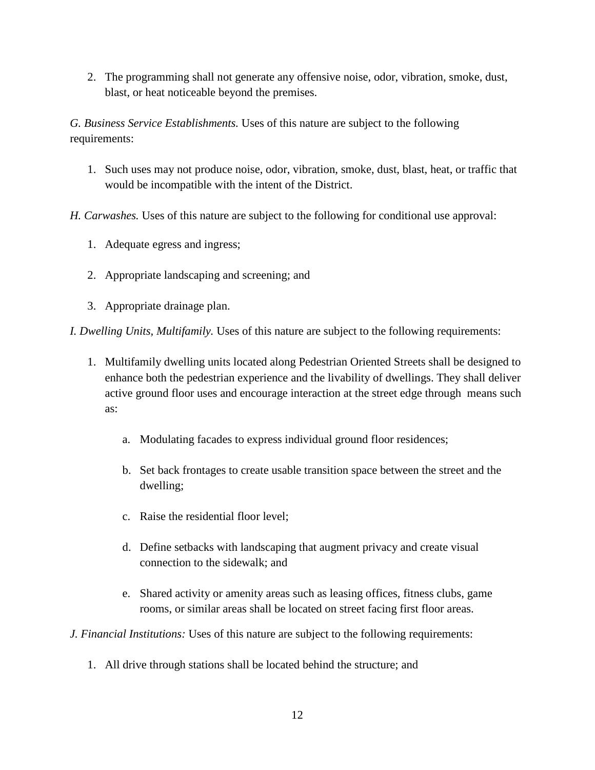2. The programming shall not generate any offensive noise, odor, vibration, smoke, dust, blast, or heat noticeable beyond the premises.

*G. Business Service Establishments.* Uses of this nature are subject to the following requirements:

1. Such uses may not produce noise, odor, vibration, smoke, dust, blast, heat, or traffic that would be incompatible with the intent of the District.

*H. Carwashes.* Uses of this nature are subject to the following for conditional use approval:

1. Adequate egress and ingress;
2. Appropriate landscaping and screening; and
3. Appropriate drainage plan.

*I. Dwelling Units, Multifamily.* Uses of this nature are subject to the following requirements:

1. Multifamily dwelling units located along Pedestrian Oriented Streets shall be designed to enhance both the pedestrian experience and the livability of dwellings. They shall deliver active ground floor uses and encourage interaction at the street edge through means such as:
   a. Modulating facades to express individual ground floor residences;
   b. Set back frontages to create usable transition space between the street and the dwelling;
   c. Raise the residential floor level;
   d. Define setbacks with landscaping that augment privacy and create visual connection to the sidewalk; and
   e. Shared activity or amenity areas such as leasing offices, fitness clubs, game rooms, or similar areas shall be located on street facing first floor areas.

*J. Financial Institutions:* Uses of this nature are subject to the following requirements:

1. All drive through stations shall be located behind the structure; and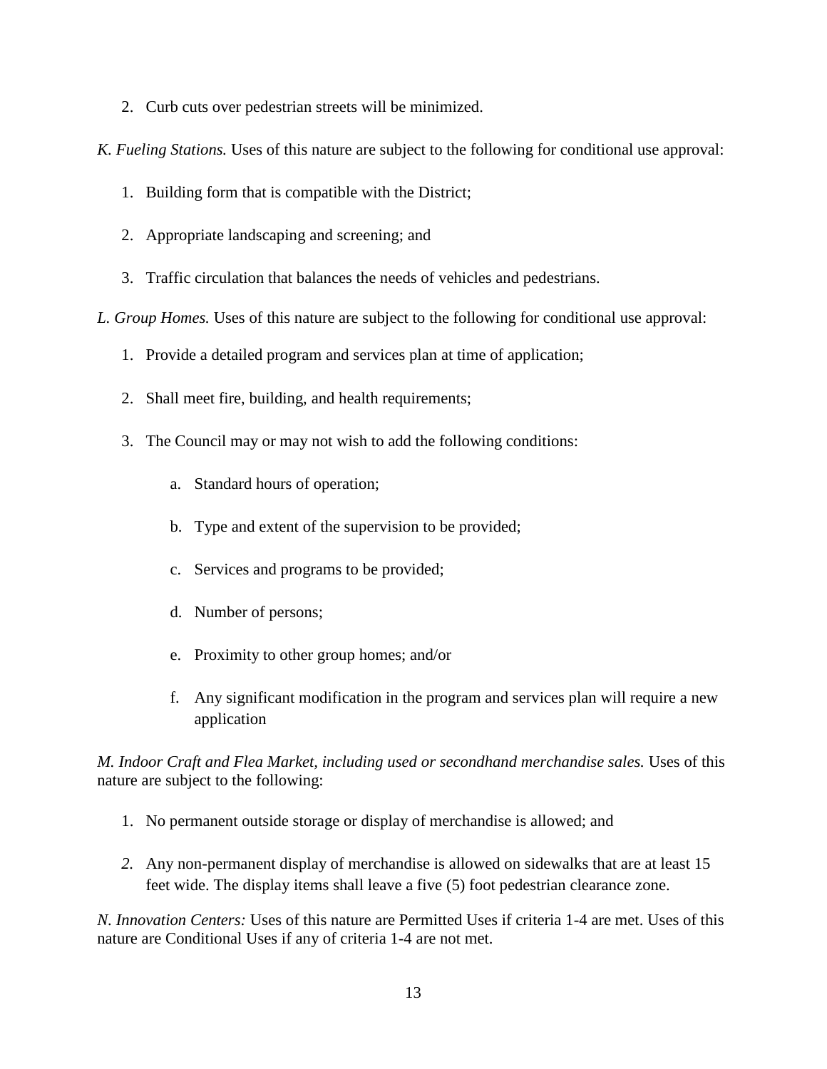2. Curb cuts over pedestrian streets will be minimized.

*K. Fueling Stations.* Uses of this nature are subject to the following for conditional use approval:

1. Building form that is compatible with the District;
2. Appropriate landscaping and screening; and
3. Traffic circulation that balances the needs of vehicles and pedestrians.

*L. Group Homes.* Uses of this nature are subject to the following for conditional use approval:

1. Provide a detailed program and services plan at time of application;
2. Shall meet fire, building, and health requirements;
3. The Council may or may not wish to add the following conditions:
    a. Standard hours of operation;
    b. Type and extent of the supervision to be provided;
    c. Services and programs to be provided;
    d. Number of persons;
    e. Proximity to other group homes; and/or
    f. Any significant modification in the program and services plan will require a new application

*M. Indoor Craft and Flea Market, including used or secondhand merchandise sales.* Uses of this nature are subject to the following:

1. No permanent outside storage or display of merchandise is allowed; and
2. Any non-permanent display of merchandise is allowed on sidewalks that are at least 15 feet wide. The display items shall leave a five (5) foot pedestrian clearance zone.

*N. Innovation Centers:* Uses of this nature are Permitted Uses if criteria 1-4 are met. Uses of this nature are Conditional Uses if any of criteria 1-4 are not met.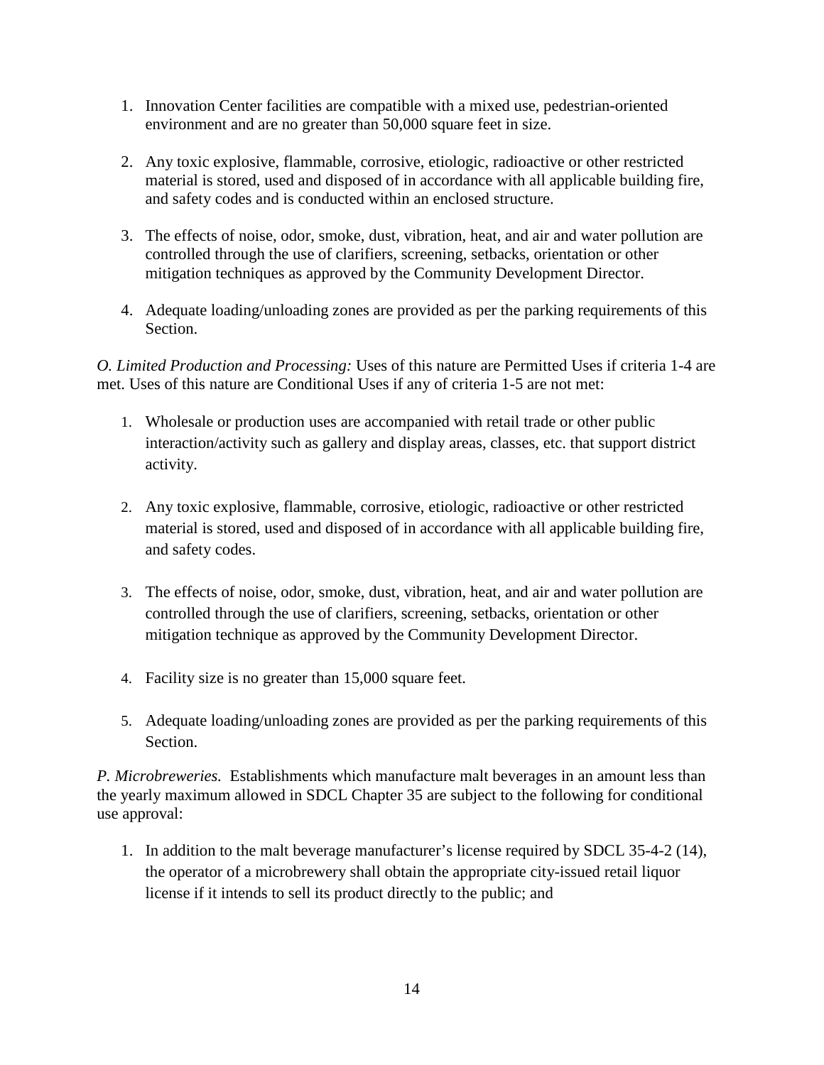1. Innovation Center facilities are compatible with a mixed use, pedestrian-oriented environment and are no greater than 50,000 square feet in size.

2. Any toxic explosive, flammable, corrosive, etiologic, radioactive or other restricted material is stored, used and disposed of in accordance with all applicable building fire, and safety codes and is conducted within an enclosed structure.

3. The effects of noise, odor, smoke, dust, vibration, heat, and air and water pollution are controlled through the use of clarifiers, screening, setbacks, orientation or other mitigation techniques as approved by the Community Development Director.

4. Adequate loading/unloading zones are provided as per the parking requirements of this Section.

*O. Limited Production and Processing:* Uses of this nature are Permitted Uses if criteria 1-4 are met. Uses of this nature are Conditional Uses if any of criteria 1-5 are not met:

1. Wholesale or production uses are accompanied with retail trade or other public interaction/activity such as gallery and display areas, classes, etc. that support district activity.

2. Any toxic explosive, flammable, corrosive, etiologic, radioactive or other restricted material is stored, used and disposed of in accordance with all applicable building fire, and safety codes.

3. The effects of noise, odor, smoke, dust, vibration, heat, and air and water pollution are controlled through the use of clarifiers, screening, setbacks, orientation or other mitigation technique as approved by the Community Development Director.

4. Facility size is no greater than 15,000 square feet.

5. Adequate loading/unloading zones are provided as per the parking requirements of this Section.

*P. Microbreweries.* Establishments which manufacture malt beverages in an amount less than the yearly maximum allowed in SDCL Chapter 35 are subject to the following for conditional use approval:

1. In addition to the malt beverage manufacturer's license required by SDCL 35-4-2 (14), the operator of a microbrewery shall obtain the appropriate city-issued retail liquor license if it intends to sell its product directly to the public; and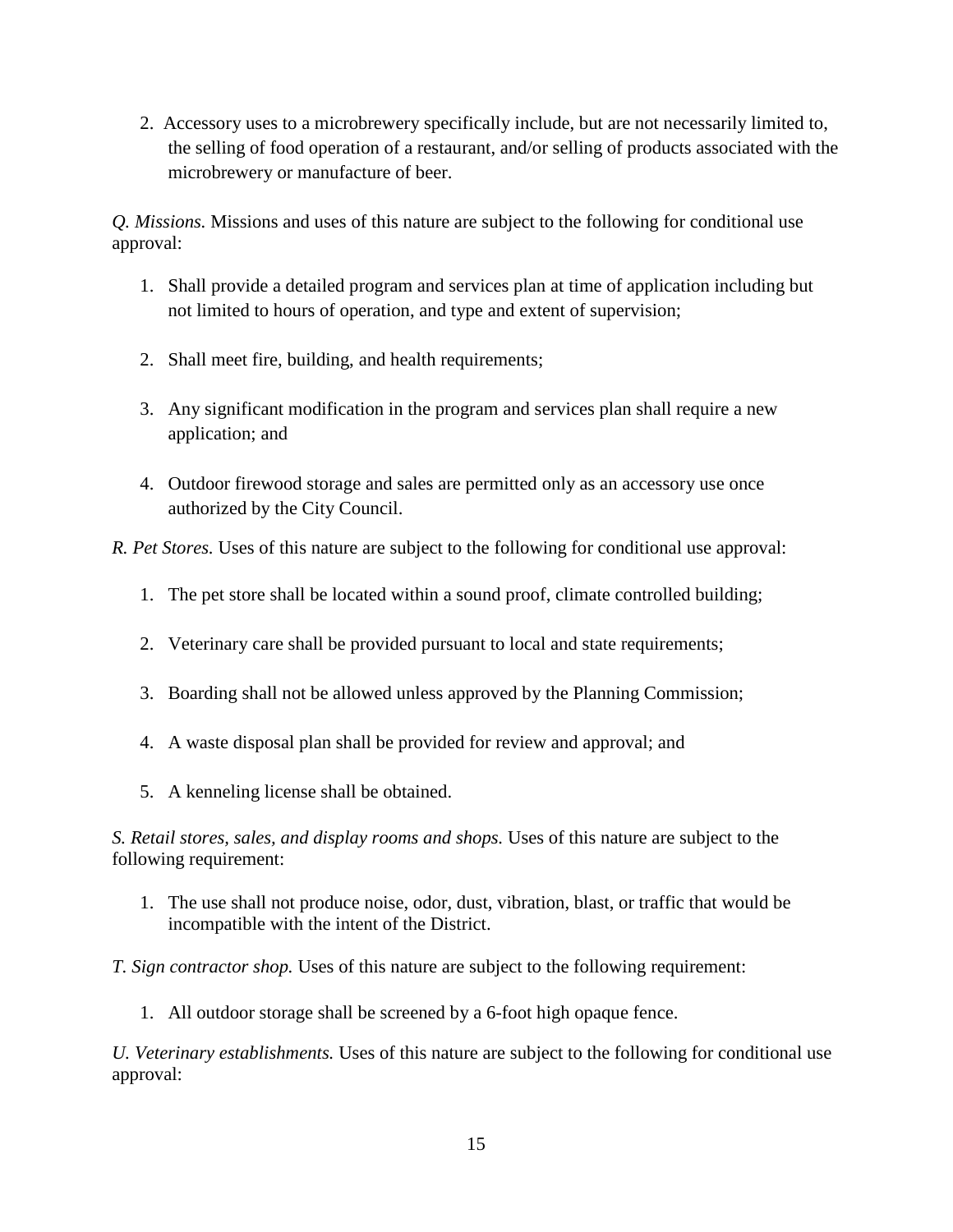2. Accessory uses to a microbrewery specifically include, but are not necessarily limited to, the selling of food operation of a restaurant, and/or selling of products associated with the microbrewery or manufacture of beer.

*Q. Missions.* Missions and uses of this nature are subject to the following for conditional use approval:

1. Shall provide a detailed program and services plan at time of application including but not limited to hours of operation, and type and extent of supervision;

2. Shall meet fire, building, and health requirements;

3. Any significant modification in the program and services plan shall require a new application; and

4. Outdoor firewood storage and sales are permitted only as an accessory use once authorized by the City Council.

*R. Pet Stores.* Uses of this nature are subject to the following for conditional use approval:

1. The pet store shall be located within a sound proof, climate controlled building;

2. Veterinary care shall be provided pursuant to local and state requirements;

3. Boarding shall not be allowed unless approved by the Planning Commission;

4. A waste disposal plan shall be provided for review and approval; and

5. A kenneling license shall be obtained.

*S. Retail stores, sales, and display rooms and shops.* Uses of this nature are subject to the following requirement:

1. The use shall not produce noise, odor, dust, vibration, blast, or traffic that would be incompatible with the intent of the District.

*T. Sign contractor shop.* Uses of this nature are subject to the following requirement:

1. All outdoor storage shall be screened by a 6-foot high opaque fence.

*U. Veterinary establishments.* Uses of this nature are subject to the following for conditional use approval: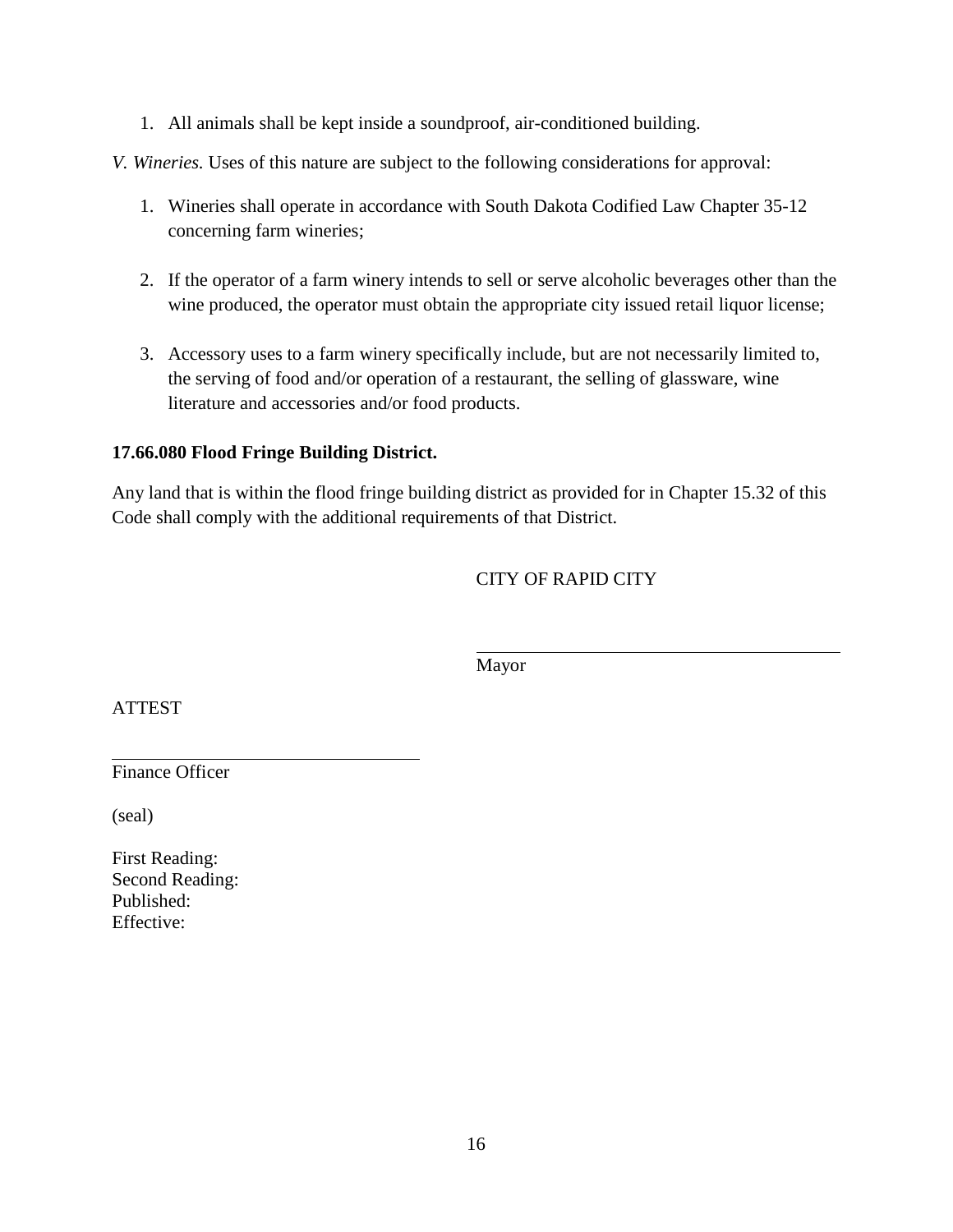1. All animals shall be kept inside a soundproof, air-conditioned building.

*V. Wineries.* Uses of this nature are subject to the following considerations for approval:

1. Wineries shall operate in accordance with South Dakota Codified Law Chapter 35-12 concerning farm wineries;

2. If the operator of a farm winery intends to sell or serve alcoholic beverages other than the wine produced, the operator must obtain the appropriate city issued retail liquor license;

3. Accessory uses to a farm winery specifically include, but are not necessarily limited to, the serving of food and/or operation of a restaurant, the selling of glassware, wine literature and accessories and/or food products.

**17.66.080 Flood Fringe Building District.**

Any land that is within the flood fringe building district as provided for in Chapter 15.32 of this Code shall comply with the additional requirements of that District.

CITY OF RAPID CITY

\_\_\_\_\_\_\_\_\_\_\_\_\_\_\_\_\_\_\_\_\_\_\_\_\_\_\_\_\_\_\_\_\_\_\_\_\_\_\_\_
Mayor

ATTEST

\_\_\_\_\_\_\_\_\_\_\_\_\_\_\_\_\_\_\_\_\_\_\_\_\_\_\_\_\_\_\_\_\_\_\_\_
Finance Officer

(seal)

First Reading:
Second Reading:
Published:
Effective: